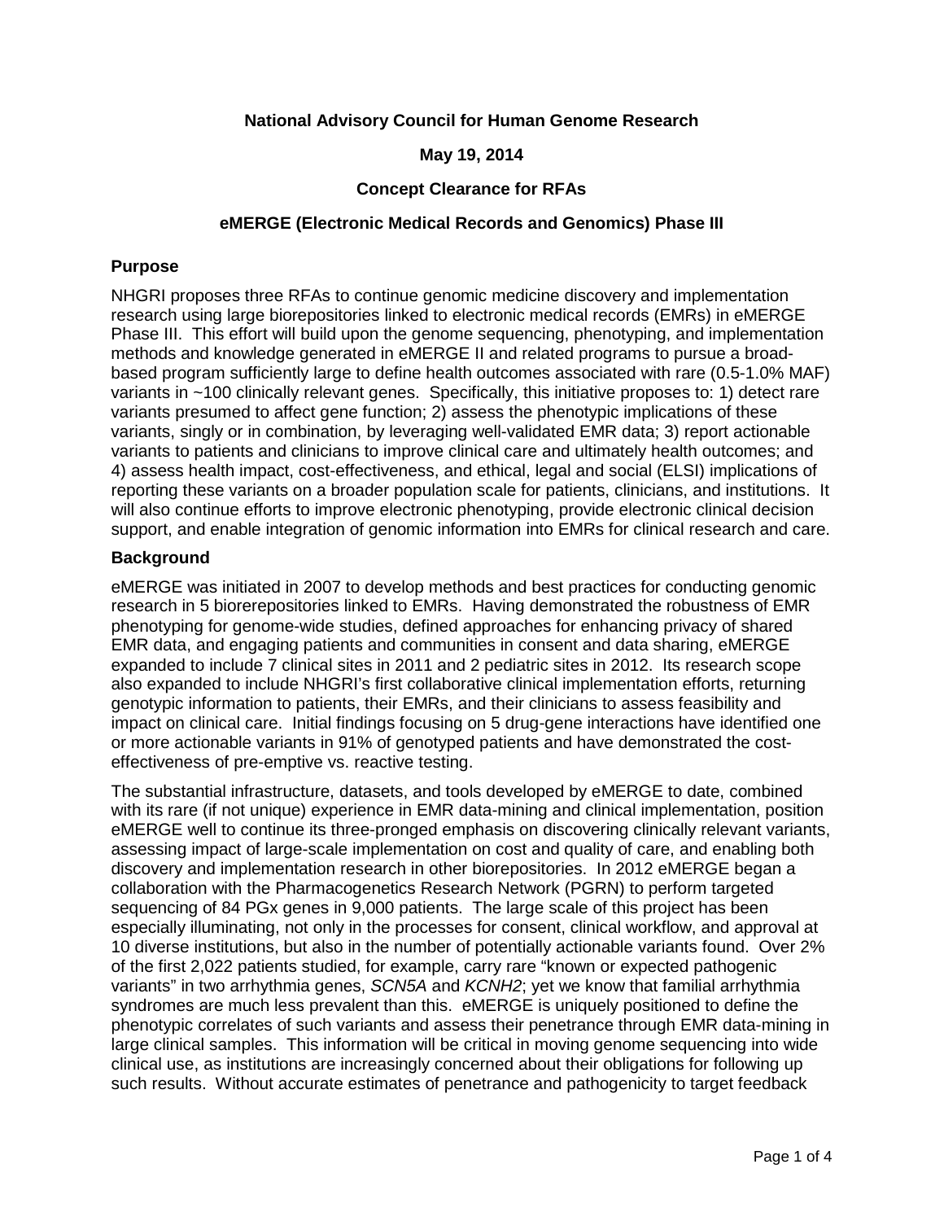**National Advisory Council for Human Genome Research**

**May 19, 2014**

**Concept Clearance for RFAs**

**eMERGE (Electronic Medical Records and Genomics) Phase III**

## Purpose

NHGRI proposes three RFAs to continue genomic medicine discovery and implementation research using large biorepositories linked to electronic medical records (EMRs) in eMERGE Phase III. This effort will build upon the genome sequencing, phenotyping, and implementation methods and knowledge generated in eMERGE II and related programs to pursue a broad-based program sufficiently large to define health outcomes associated with rare (0.5-1.0% MAF) variants in ~100 clinically relevant genes. Specifically, this initiative proposes to: 1) detect rare variants presumed to affect gene function; 2) assess the phenotypic implications of these variants, singly or in combination, by leveraging well-validated EMR data; 3) report actionable variants to patients and clinicians to improve clinical care and ultimately health outcomes; and 4) assess health impact, cost-effectiveness, and ethical, legal and social (ELSI) implications of reporting these variants on a broader population scale for patients, clinicians, and institutions. It will also continue efforts to improve electronic phenotyping, provide electronic clinical decision support, and enable integration of genomic information into EMRs for clinical research and care.

## Background

eMERGE was initiated in 2007 to develop methods and best practices for conducting genomic research in 5 biorerepositories linked to EMRs. Having demonstrated the robustness of EMR phenotyping for genome-wide studies, defined approaches for enhancing privacy of shared EMR data, and engaging patients and communities in consent and data sharing, eMERGE expanded to include 7 clinical sites in 2011 and 2 pediatric sites in 2012. Its research scope also expanded to include NHGRI's first collaborative clinical implementation efforts, returning genotypic information to patients, their EMRs, and their clinicians to assess feasibility and impact on clinical care. Initial findings focusing on 5 drug-gene interactions have identified one or more actionable variants in 91% of genotyped patients and have demonstrated the cost-effectiveness of pre-emptive vs. reactive testing.

The substantial infrastructure, datasets, and tools developed by eMERGE to date, combined with its rare (if not unique) experience in EMR data-mining and clinical implementation, position eMERGE well to continue its three-pronged emphasis on discovering clinically relevant variants, assessing impact of large-scale implementation on cost and quality of care, and enabling both discovery and implementation research in other biorepositories. In 2012 eMERGE began a collaboration with the Pharmacogenetics Research Network (PGRN) to perform targeted sequencing of 84 PGx genes in 9,000 patients. The large scale of this project has been especially illuminating, not only in the processes for consent, clinical workflow, and approval at 10 diverse institutions, but also in the number of potentially actionable variants found. Over 2% of the first 2,022 patients studied, for example, carry rare "known or expected pathogenic variants" in two arrhythmia genes, *SCN5A* and *KCNH2*; yet we know that familial arrhythmia syndromes are much less prevalent than this. eMERGE is uniquely positioned to define the phenotypic correlates of such variants and assess their penetrance through EMR data-mining in large clinical samples. This information will be critical in moving genome sequencing into wide clinical use, as institutions are increasingly concerned about their obligations for following up such results. Without accurate estimates of penetrance and pathogenicity to target feedback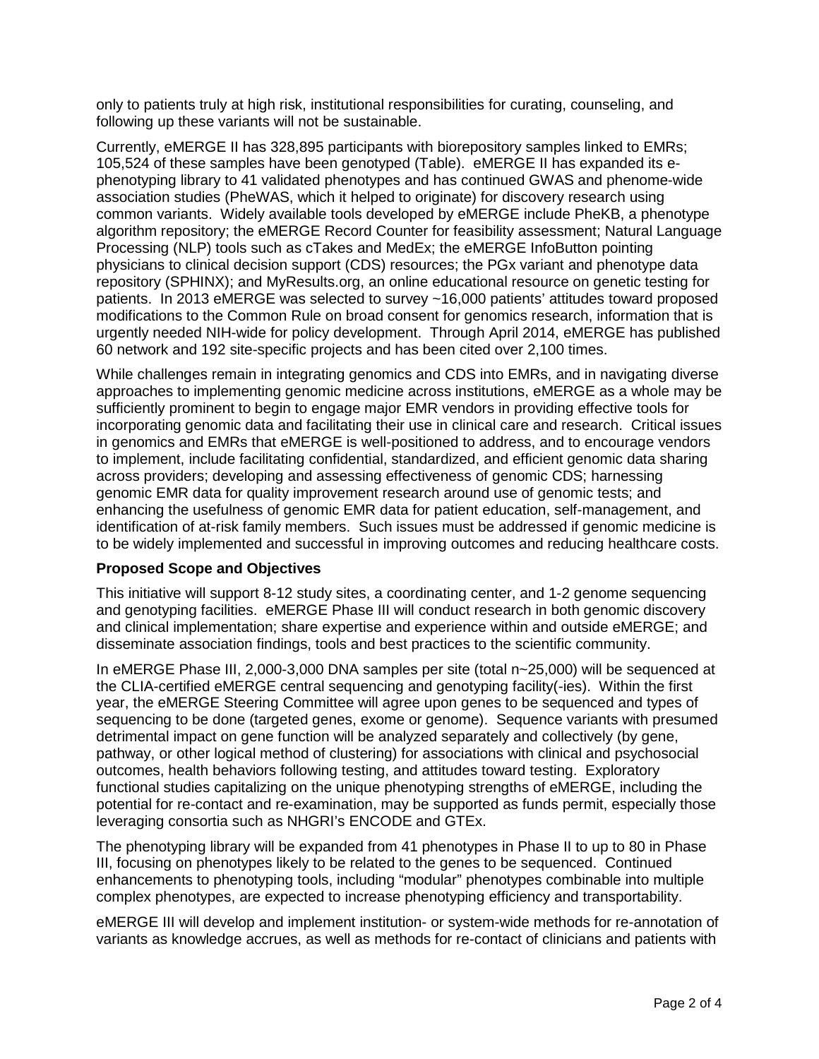only to patients truly at high risk, institutional responsibilities for curating, counseling, and following up these variants will not be sustainable.

Currently, eMERGE II has 328,895 participants with biorepository samples linked to EMRs; 105,524 of these samples have been genotyped (Table). eMERGE II has expanded its e-phenotyping library to 41 validated phenotypes and has continued GWAS and phenome-wide association studies (PheWAS, which it helped to originate) for discovery research using common variants. Widely available tools developed by eMERGE include PheKB, a phenotype algorithm repository; the eMERGE Record Counter for feasibility assessment; Natural Language Processing (NLP) tools such as cTakes and MedEx; the eMERGE InfoButton pointing physicians to clinical decision support (CDS) resources; the PGx variant and phenotype data repository (SPHINX); and MyResults.org, an online educational resource on genetic testing for patients. In 2013 eMERGE was selected to survey ~16,000 patients' attitudes toward proposed modifications to the Common Rule on broad consent for genomics research, information that is urgently needed NIH-wide for policy development. Through April 2014, eMERGE has published 60 network and 192 site-specific projects and has been cited over 2,100 times.

While challenges remain in integrating genomics and CDS into EMRs, and in navigating diverse approaches to implementing genomic medicine across institutions, eMERGE as a whole may be sufficiently prominent to begin to engage major EMR vendors in providing effective tools for incorporating genomic data and facilitating their use in clinical care and research. Critical issues in genomics and EMRs that eMERGE is well-positioned to address, and to encourage vendors to implement, include facilitating confidential, standardized, and efficient genomic data sharing across providers; developing and assessing effectiveness of genomic CDS; harnessing genomic EMR data for quality improvement research around use of genomic tests; and enhancing the usefulness of genomic EMR data for patient education, self-management, and identification of at-risk family members. Such issues must be addressed if genomic medicine is to be widely implemented and successful in improving outcomes and reducing healthcare costs.

**Proposed Scope and Objectives**

This initiative will support 8-12 study sites, a coordinating center, and 1-2 genome sequencing and genotyping facilities. eMERGE Phase III will conduct research in both genomic discovery and clinical implementation; share expertise and experience within and outside eMERGE; and disseminate association findings, tools and best practices to the scientific community.

In eMERGE Phase III, 2,000-3,000 DNA samples per site (total n~25,000) will be sequenced at the CLIA-certified eMERGE central sequencing and genotyping facility(-ies). Within the first year, the eMERGE Steering Committee will agree upon genes to be sequenced and types of sequencing to be done (targeted genes, exome or genome). Sequence variants with presumed detrimental impact on gene function will be analyzed separately and collectively (by gene, pathway, or other logical method of clustering) for associations with clinical and psychosocial outcomes, health behaviors following testing, and attitudes toward testing. Exploratory functional studies capitalizing on the unique phenotyping strengths of eMERGE, including the potential for re-contact and re-examination, may be supported as funds permit, especially those leveraging consortia such as NHGRI's ENCODE and GTEx.

The phenotyping library will be expanded from 41 phenotypes in Phase II to up to 80 in Phase III, focusing on phenotypes likely to be related to the genes to be sequenced. Continued enhancements to phenotyping tools, including "modular" phenotypes combinable into multiple complex phenotypes, are expected to increase phenotyping efficiency and transportability.

eMERGE III will develop and implement institution- or system-wide methods for re-annotation of variants as knowledge accrues, as well as methods for re-contact of clinicians and patients with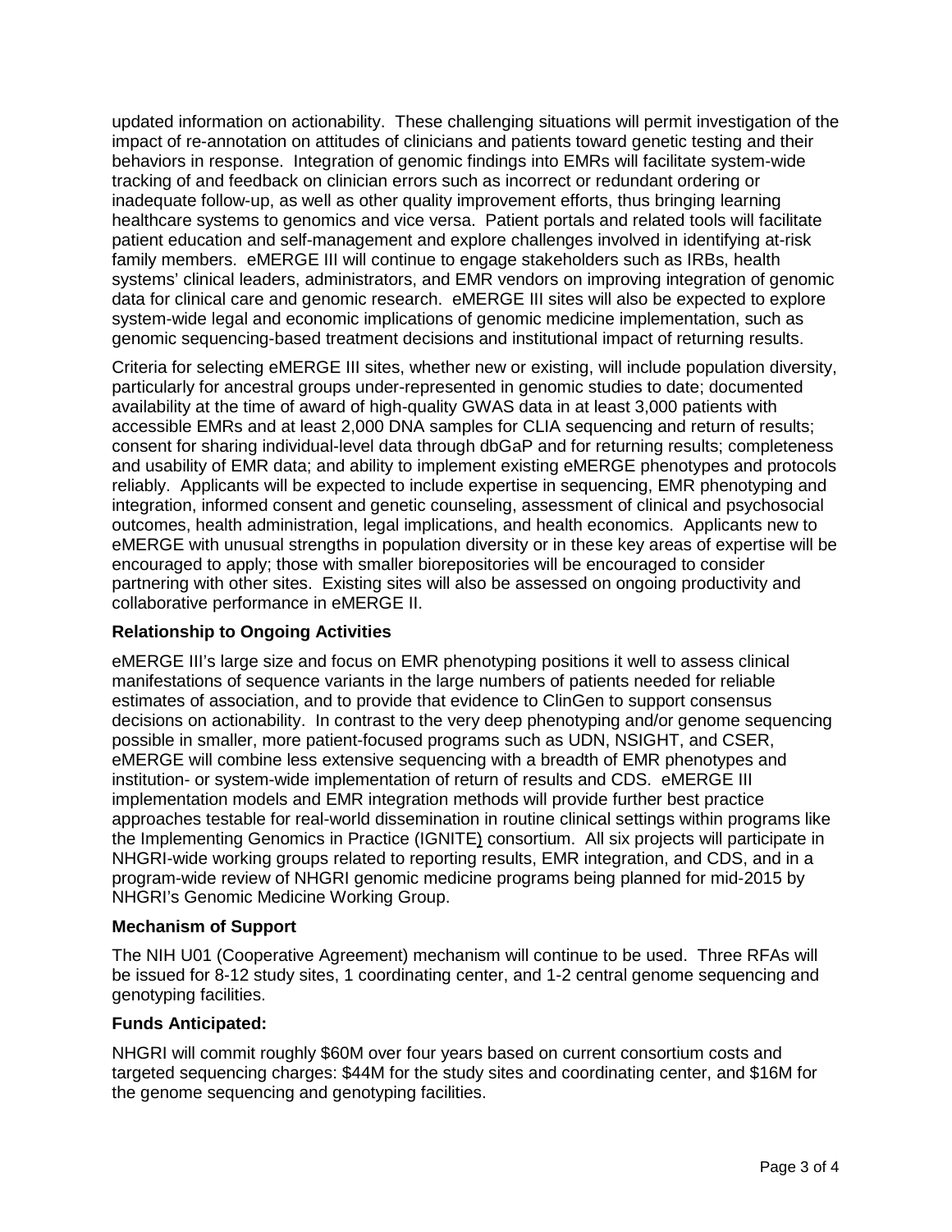updated information on actionability. These challenging situations will permit investigation of the impact of re-annotation on attitudes of clinicians and patients toward genetic testing and their behaviors in response. Integration of genomic findings into EMRs will facilitate system-wide tracking of and feedback on clinician errors such as incorrect or redundant ordering or inadequate follow-up, as well as other quality improvement efforts, thus bringing learning healthcare systems to genomics and vice versa. Patient portals and related tools will facilitate patient education and self-management and explore challenges involved in identifying at-risk family members. eMERGE III will continue to engage stakeholders such as IRBs, health systems' clinical leaders, administrators, and EMR vendors on improving integration of genomic data for clinical care and genomic research. eMERGE III sites will also be expected to explore system-wide legal and economic implications of genomic medicine implementation, such as genomic sequencing-based treatment decisions and institutional impact of returning results.

Criteria for selecting eMERGE III sites, whether new or existing, will include population diversity, particularly for ancestral groups under-represented in genomic studies to date; documented availability at the time of award of high-quality GWAS data in at least 3,000 patients with accessible EMRs and at least 2,000 DNA samples for CLIA sequencing and return of results; consent for sharing individual-level data through dbGaP and for returning results; completeness and usability of EMR data; and ability to implement existing eMERGE phenotypes and protocols reliably. Applicants will be expected to include expertise in sequencing, EMR phenotyping and integration, informed consent and genetic counseling, assessment of clinical and psychosocial outcomes, health administration, legal implications, and health economics. Applicants new to eMERGE with unusual strengths in population diversity or in these key areas of expertise will be encouraged to apply; those with smaller biorepositories will be encouraged to consider partnering with other sites. Existing sites will also be assessed on ongoing productivity and collaborative performance in eMERGE II.

**Relationship to Ongoing Activities**

eMERGE III's large size and focus on EMR phenotyping positions it well to assess clinical manifestations of sequence variants in the large numbers of patients needed for reliable estimates of association, and to provide that evidence to ClinGen to support consensus decisions on actionability. In contrast to the very deep phenotyping and/or genome sequencing possible in smaller, more patient-focused programs such as UDN, NSIGHT, and CSER, eMERGE will combine less extensive sequencing with a breadth of EMR phenotypes and institution- or system-wide implementation of return of results and CDS. eMERGE III implementation models and EMR integration methods will provide further best practice approaches testable for real-world dissemination in routine clinical settings within programs like the Implementing Genomics in Practice (IGNITE) consortium. All six projects will participate in NHGRI-wide working groups related to reporting results, EMR integration, and CDS, and in a program-wide review of NHGRI genomic medicine programs being planned for mid-2015 by NHGRI's Genomic Medicine Working Group.

**Mechanism of Support**

The NIH U01 (Cooperative Agreement) mechanism will continue to be used. Three RFAs will be issued for 8-12 study sites, 1 coordinating center, and 1-2 central genome sequencing and genotyping facilities.

**Funds Anticipated:**

NHGRI will commit roughly $60M over four years based on current consortium costs and targeted sequencing charges: $44M for the study sites and coordinating center, and $16M for the genome sequencing and genotyping facilities.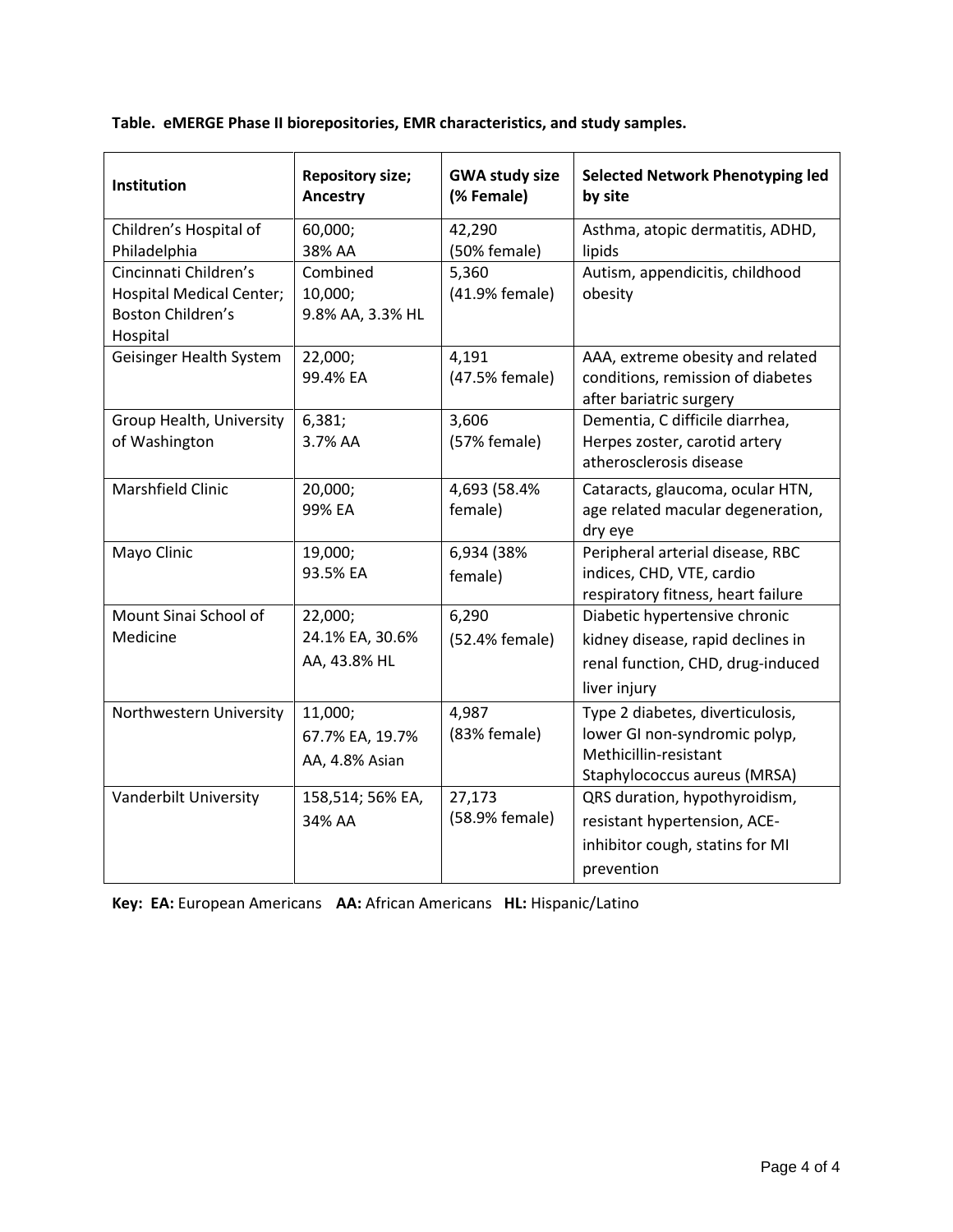**Table. eMERGE Phase II biorepositories, EMR characteristics, and study samples.**

| Institution | Repository size; Ancestry | GWA study size (% Female) | Selected Network Phenotyping led by site |
|---|---|---|---|
| Children's Hospital of Philadelphia | 60,000; 38% AA | 42,290 (50% female) | Asthma, atopic dermatitis, ADHD, lipids |
| Cincinnati Children's Hospital Medical Center; Boston Children's Hospital | Combined 10,000; 9.8% AA, 3.3% HL | 5,360 (41.9% female) | Autism, appendicitis, childhood obesity |
| Geisinger Health System | 22,000; 99.4% EA | 4,191 (47.5% female) | AAA, extreme obesity and related conditions, remission of diabetes after bariatric surgery |
| Group Health, University of Washington | 6,381; 3.7% AA | 3,606 (57% female) | Dementia, C difficile diarrhea, Herpes zoster, carotid artery atherosclerosis disease |
| Marshfield Clinic | 20,000; 99% EA | 4,693 (58.4% female) | Cataracts, glaucoma, ocular HTN, age related macular degeneration, dry eye |
| Mayo Clinic | 19,000; 93.5% EA | 6,934 (38% female) | Peripheral arterial disease, RBC indices, CHD, VTE, cardio respiratory fitness, heart failure |
| Mount Sinai School of Medicine | 22,000; 24.1% EA, 30.6% AA, 43.8% HL | 6,290 (52.4% female) | Diabetic hypertensive chronic kidney disease, rapid declines in renal function, CHD, drug-induced liver injury |
| Northwestern University | 11,000; 67.7% EA, 19.7% AA, 4.8% Asian | 4,987 (83% female) | Type 2 diabetes, diverticulosis, lower GI non-syndromic polyp, Methicillin-resistant Staphylococcus aureus (MRSA) |
| Vanderbilt University | 158,514; 56% EA, 34% AA | 27,173 (58.9% female) | QRS duration, hypothyroidism, resistant hypertension, ACE-inhibitor cough, statins for MI prevention |

**Key:** **EA:** European Americans **AA:** African Americans **HL:** Hispanic/Latino